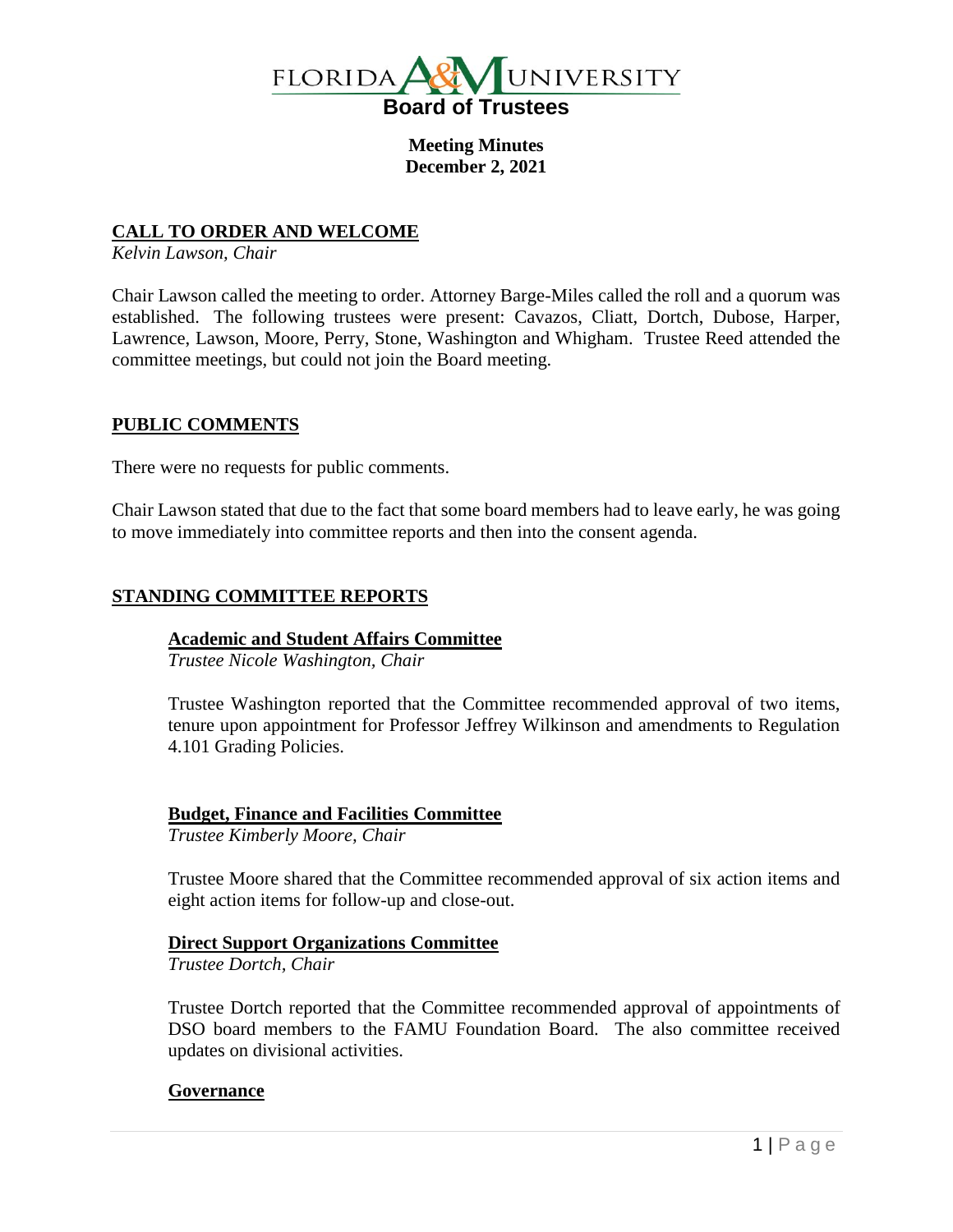# FLORIDA A&M UNIVERSITY
## Board of Trustees

**Meeting Minutes**
**December 2, 2021**

## CALL TO ORDER AND WELCOME

*Kelvin Lawson, Chair*

Chair Lawson called the meeting to order. Attorney Barge-Miles called the roll and a quorum was established. The following trustees were present: Cavazos, Cliatt, Dortch, Dubose, Harper, Lawrence, Lawson, Moore, Perry, Stone, Washington and Whigham. Trustee Reed attended the committee meetings, but could not join the Board meeting.

## PUBLIC COMMENTS

There were no requests for public comments.

Chair Lawson stated that due to the fact that some board members had to leave early, he was going to move immediately into committee reports and then into the consent agenda.

## STANDING COMMITTEE REPORTS

### Academic and Student Affairs Committee

*Trustee Nicole Washington, Chair*

Trustee Washington reported that the Committee recommended approval of two items, tenure upon appointment for Professor Jeffrey Wilkinson and amendments to Regulation 4.101 Grading Policies.

### Budget, Finance and Facilities Committee

*Trustee Kimberly Moore, Chair*

Trustee Moore shared that the Committee recommended approval of six action items and eight action items for follow-up and close-out.

### Direct Support Organizations Committee

*Trustee Dortch, Chair*

Trustee Dortch reported that the Committee recommended approval of appointments of DSO board members to the FAMU Foundation Board. The also committee received updates on divisional activities.

### Governance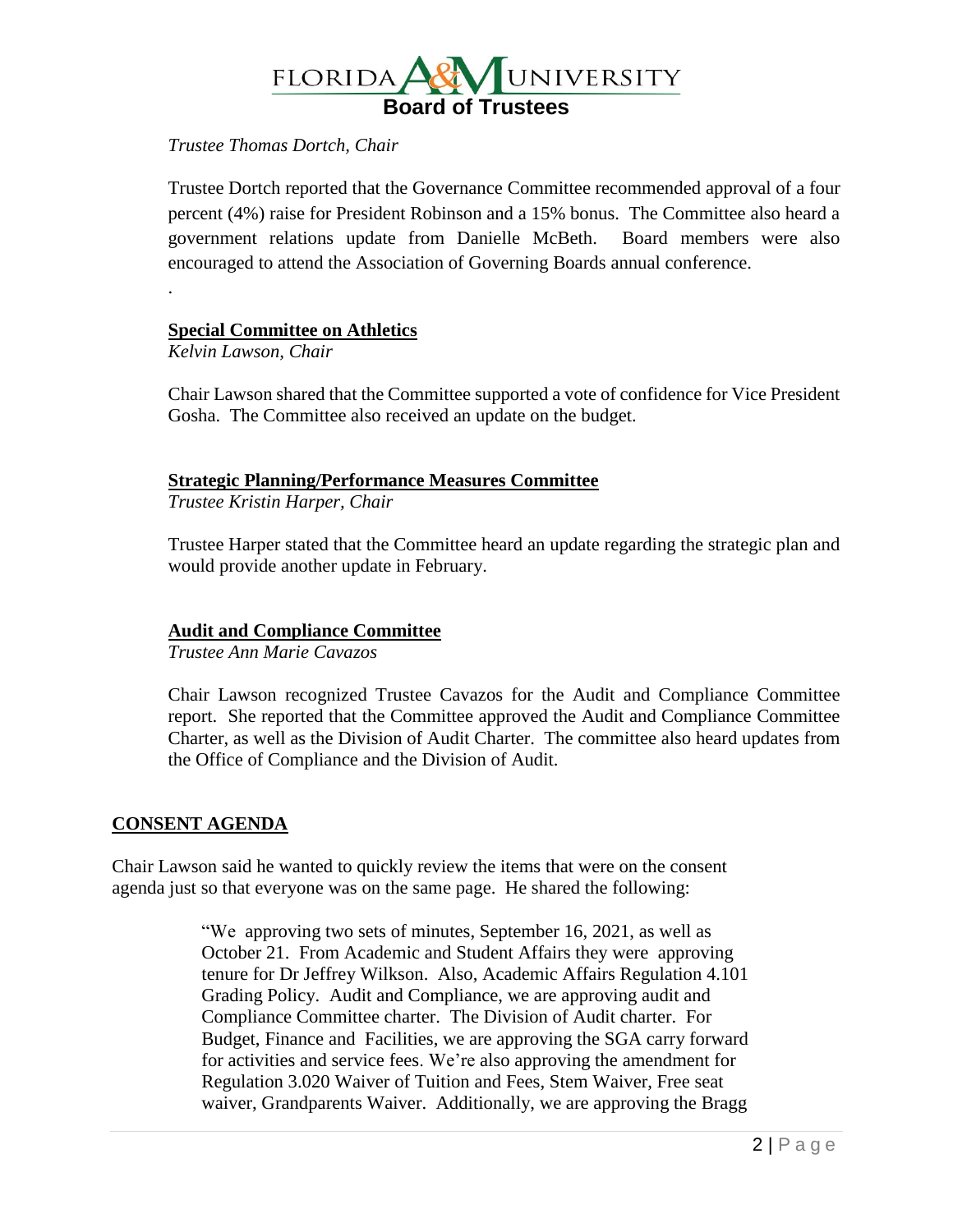*Trustee Thomas Dortch, Chair*

Trustee Dortch reported that the Governance Committee recommended approval of a four percent (4%) raise for President Robinson and a 15% bonus. The Committee also heard a government relations update from Danielle McBeth. Board members were also encouraged to attend the Association of Governing Boards annual conference.

.

**Special Committee on Athletics**

*Kelvin Lawson, Chair*

Chair Lawson shared that the Committee supported a vote of confidence for Vice President Gosha. The Committee also received an update on the budget.

**Strategic Planning/Performance Measures Committee**

*Trustee Kristin Harper, Chair*

Trustee Harper stated that the Committee heard an update regarding the strategic plan and would provide another update in February.

**Audit and Compliance Committee**

*Trustee Ann Marie Cavazos*

Chair Lawson recognized Trustee Cavazos for the Audit and Compliance Committee report. She reported that the Committee approved the Audit and Compliance Committee Charter, as well as the Division of Audit Charter. The committee also heard updates from the Office of Compliance and the Division of Audit.

## CONSENT AGENDA

Chair Lawson said he wanted to quickly review the items that were on the consent agenda just so that everyone was on the same page. He shared the following:

> "We approving two sets of minutes, September 16, 2021, as well as October 21. From Academic and Student Affairs they were approving tenure for Dr Jeffrey Wilkson. Also, Academic Affairs Regulation 4.101 Grading Policy. Audit and Compliance, we are approving audit and Compliance Committee charter. The Division of Audit charter. For Budget, Finance and Facilities, we are approving the SGA carry forward for activities and service fees. We're also approving the amendment for Regulation 3.020 Waiver of Tuition and Fees, Stem Waiver, Free seat waiver, Grandparents Waiver. Additionally, we are approving the Bragg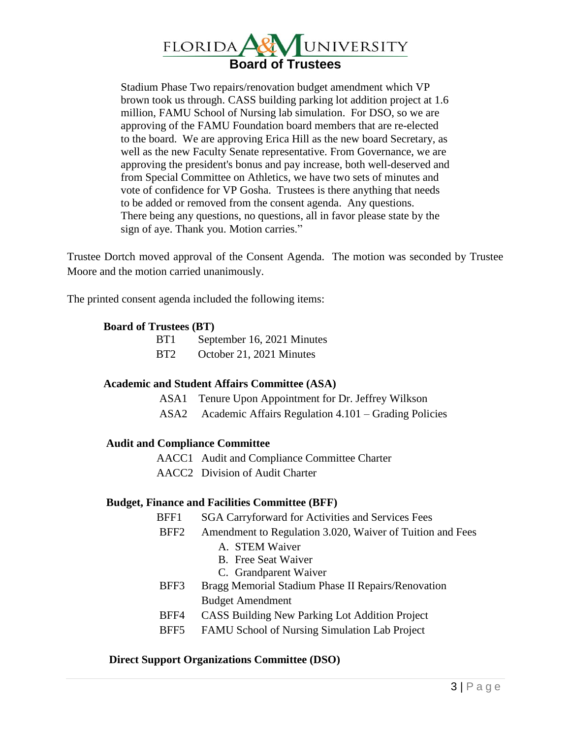Stadium Phase Two repairs/renovation budget amendment which VP brown took us through. CASS building parking lot addition project at 1.6 million, FAMU School of Nursing lab simulation. For DSO, so we are approving of the FAMU Foundation board members that are re-elected to the board. We are approving Erica Hill as the new board Secretary, as well as the new Faculty Senate representative. From Governance, we are approving the president's bonus and pay increase, both well-deserved and from Special Committee on Athletics, we have two sets of minutes and vote of confidence for VP Gosha. Trustees is there anything that needs to be added or removed from the consent agenda. Any questions. There being any questions, no questions, all in favor please state by the sign of aye. Thank you. Motion carries."

Trustee Dortch moved approval of the Consent Agenda. The motion was seconded by Trustee Moore and the motion carried unanimously.

The printed consent agenda included the following items:

**Board of Trustees (BT)**

- BT1 September 16, 2021 Minutes
- BT2 October 21, 2021 Minutes

**Academic and Student Affairs Committee (ASA)**

- ASA1 Tenure Upon Appointment for Dr. Jeffrey Wilkson
- ASA2 Academic Affairs Regulation 4.101 – Grading Policies

**Audit and Compliance Committee**

- AACC1 Audit and Compliance Committee Charter
- AACC2 Division of Audit Charter

**Budget, Finance and Facilities Committee (BFF)**

- BFF1 SGA Carryforward for Activities and Services Fees
- BFF2 Amendment to Regulation 3.020, Waiver of Tuition and Fees
  - A. STEM Waiver
  - B. Free Seat Waiver
  - C. Grandparent Waiver
- BFF3 Bragg Memorial Stadium Phase II Repairs/Renovation Budget Amendment
- BFF4 CASS Building New Parking Lot Addition Project
- BFF5 FAMU School of Nursing Simulation Lab Project

**Direct Support Organizations Committee (DSO)**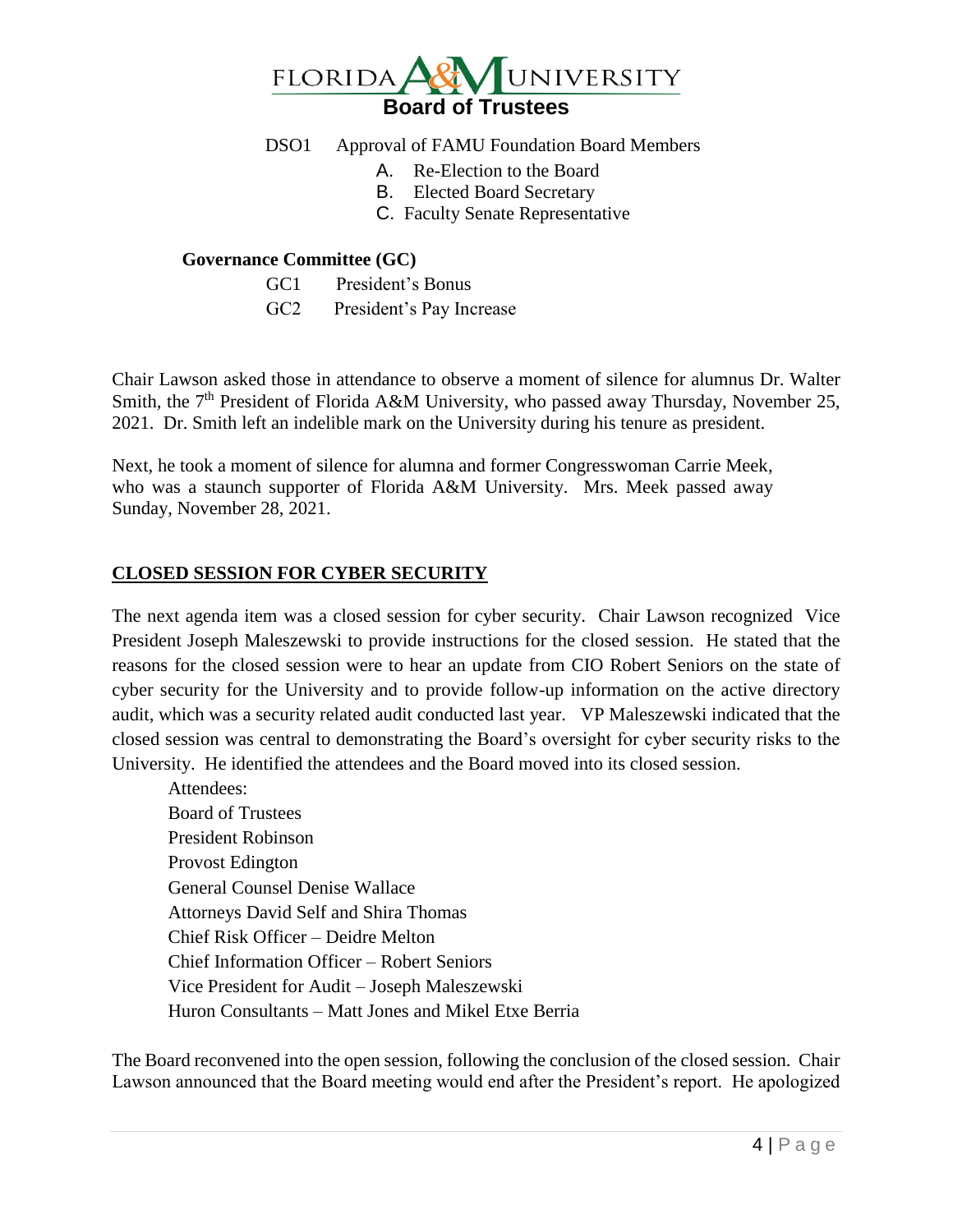DSO1 Approval of FAMU Foundation Board Members

A. Re-Election to the Board
B. Elected Board Secretary
C. Faculty Senate Representative

**Governance Committee (GC)**

GC1 President's Bonus

GC2 President's Pay Increase

Chair Lawson asked those in attendance to observe a moment of silence for alumnus Dr. Walter Smith, the 7th President of Florida A&M University, who passed away Thursday, November 25, 2021. Dr. Smith left an indelible mark on the University during his tenure as president.

Next, he took a moment of silence for alumna and former Congresswoman Carrie Meek, who was a staunch supporter of Florida A&M University. Mrs. Meek passed away Sunday, November 28, 2021.

## CLOSED SESSION FOR CYBER SECURITY

The next agenda item was a closed session for cyber security. Chair Lawson recognized Vice President Joseph Maleszewski to provide instructions for the closed session. He stated that the reasons for the closed session were to hear an update from CIO Robert Seniors on the state of cyber security for the University and to provide follow-up information on the active directory audit, which was a security related audit conducted last year. VP Maleszewski indicated that the closed session was central to demonstrating the Board's oversight for cyber security risks to the University. He identified the attendees and the Board moved into its closed session.

Attendees:
Board of Trustees
President Robinson
Provost Edington
General Counsel Denise Wallace
Attorneys David Self and Shira Thomas
Chief Risk Officer – Deidre Melton
Chief Information Officer – Robert Seniors
Vice President for Audit – Joseph Maleszewski
Huron Consultants – Matt Jones and Mikel Etxe Berria

The Board reconvened into the open session, following the conclusion of the closed session. Chair Lawson announced that the Board meeting would end after the President's report. He apologized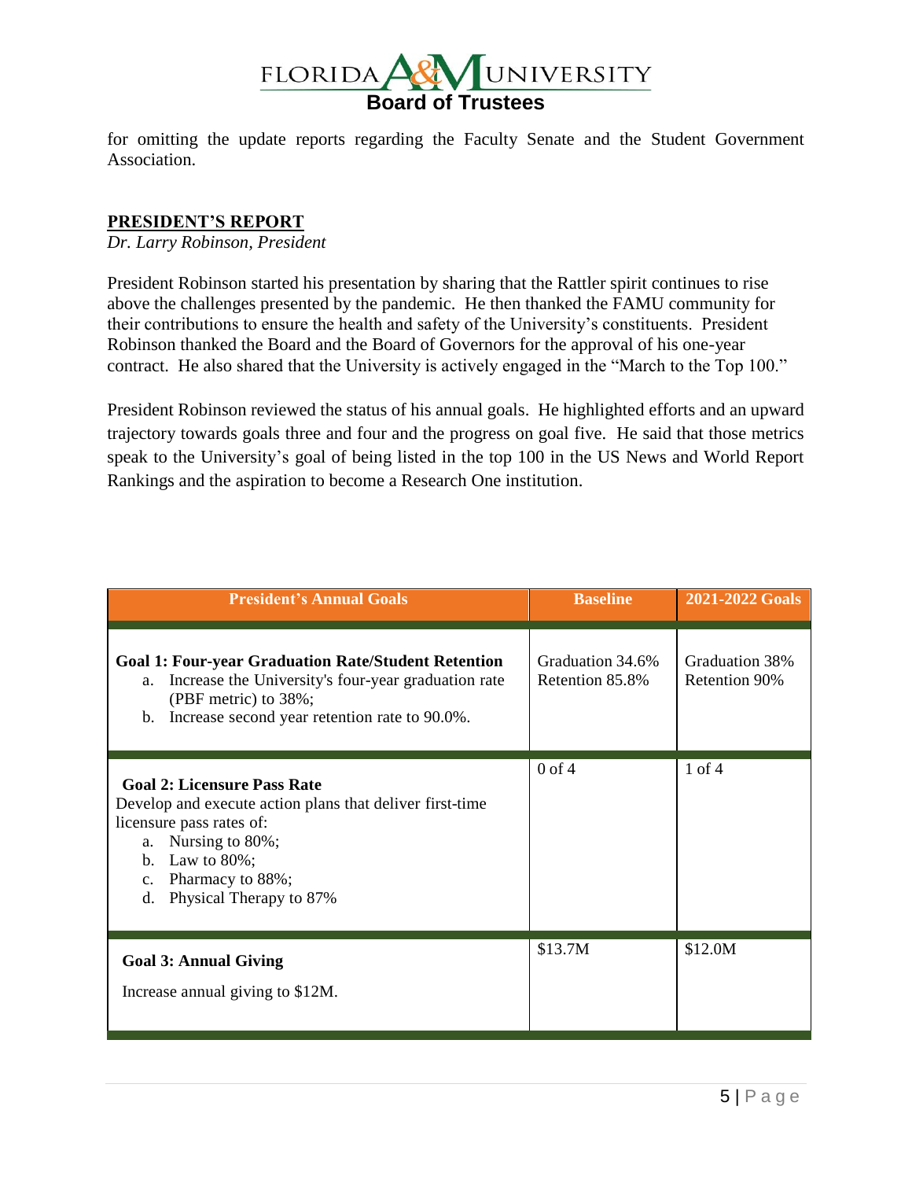for omitting the update reports regarding the Faculty Senate and the Student Government Association.

**PRESIDENT'S REPORT**

*Dr. Larry Robinson, President*

President Robinson started his presentation by sharing that the Rattler spirit continues to rise above the challenges presented by the pandemic. He then thanked the FAMU community for their contributions to ensure the health and safety of the University's constituents. President Robinson thanked the Board and the Board of Governors for the approval of his one-year contract. He also shared that the University is actively engaged in the "March to the Top 100."

President Robinson reviewed the status of his annual goals. He highlighted efforts and an upward trajectory towards goals three and four and the progress on goal five. He said that those metrics speak to the University's goal of being listed in the top 100 in the US News and World Report Rankings and the aspiration to become a Research One institution.

| President's Annual Goals | Baseline | 2021-2022 Goals |
|---|---|---|
| **Goal 1: Four-year Graduation Rate/Student Retention**<br>a. Increase the University's four-year graduation rate (PBF metric) to 38%;<br>b. Increase second year retention rate to 90.0%. | Graduation 34.6%<br>Retention 85.8% | Graduation 38%<br>Retention 90% |
| **Goal 2: Licensure Pass Rate**<br>Develop and execute action plans that deliver first-time licensure pass rates of:<br>a. Nursing to 80%;<br>b. Law to 80%;<br>c. Pharmacy to 88%;<br>d. Physical Therapy to 87% | 0 of 4 | 1 of 4 |
| **Goal 3: Annual Giving**<br>Increase annual giving to $12M. | $13.7M | $12.0M |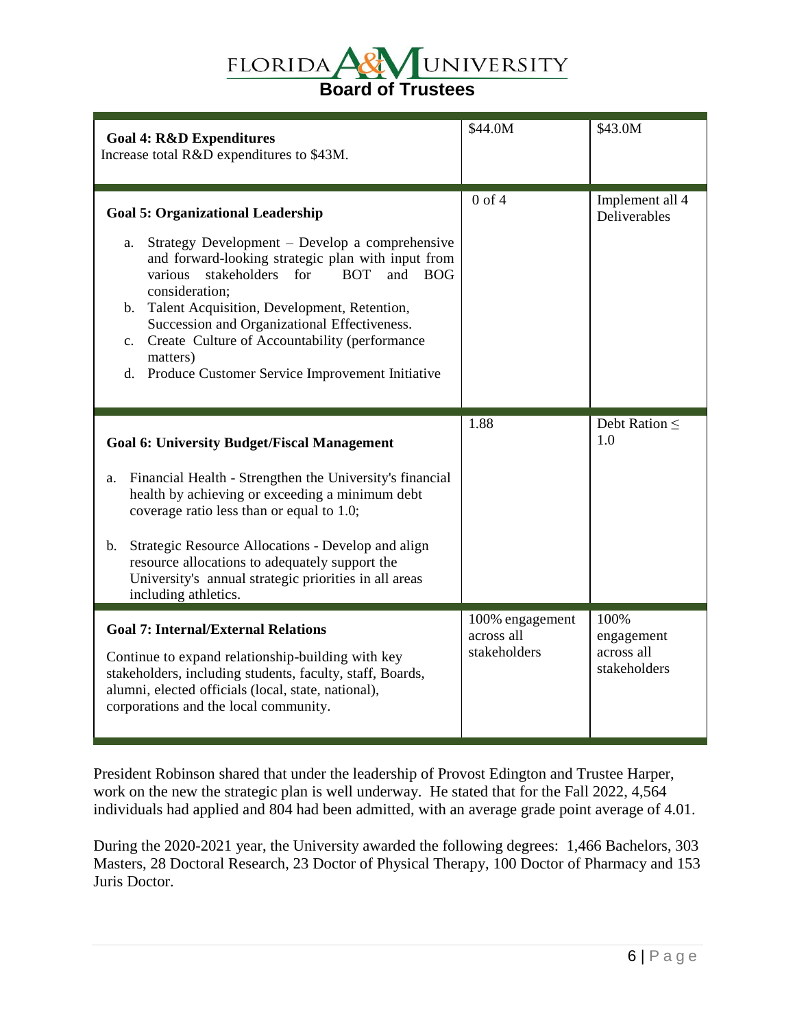| | | |
|---|---|---|
| **Goal 4: R&D Expenditures**<br>Increase total R&D expenditures to $43M. | $44.0M | $43.0M |
| **Goal 5: Organizational Leadership**<br>a. Strategy Development – Develop a comprehensive and forward-looking strategic plan with input from various stakeholders for BOT and BOG consideration;<br>b. Talent Acquisition, Development, Retention, Succession and Organizational Effectiveness.<br>c. Create Culture of Accountability (performance matters)<br>d. Produce Customer Service Improvement Initiative | 0 of 4 | Implement all 4 Deliverables |
| **Goal 6: University Budget/Fiscal Management**<br>a. Financial Health - Strengthen the University's financial health by achieving or exceeding a minimum debt coverage ratio less than or equal to 1.0;<br>b. Strategic Resource Allocations - Develop and align resource allocations to adequately support the University's annual strategic priorities in all areas including athletics. | 1.88 | Debt Ration ≤ 1.0 |
| **Goal 7: Internal/External Relations**<br>Continue to expand relationship-building with key stakeholders, including students, faculty, staff, Boards, alumni, elected officials (local, state, national), corporations and the local community. | 100% engagement across all stakeholders | 100% engagement across all stakeholders |

President Robinson shared that under the leadership of Provost Edington and Trustee Harper, work on the new the strategic plan is well underway. He stated that for the Fall 2022, 4,564 individuals had applied and 804 had been admitted, with an average grade point average of 4.01.

During the 2020-2021 year, the University awarded the following degrees: 1,466 Bachelors, 303 Masters, 28 Doctoral Research, 23 Doctor of Physical Therapy, 100 Doctor of Pharmacy and 153 Juris Doctor.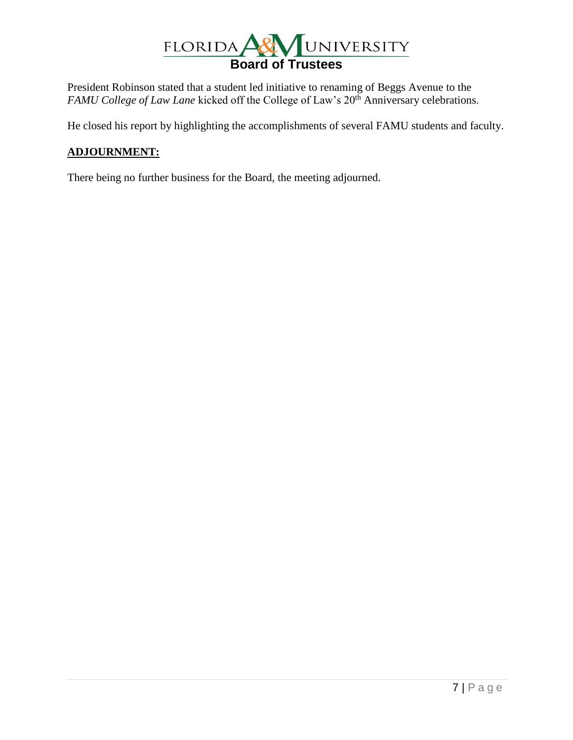President Robinson stated that a student led initiative to renaming of Beggs Avenue to the *FAMU College of Law Lane* kicked off the College of Law's 20th Anniversary celebrations.

He closed his report by highlighting the accomplishments of several FAMU students and faculty.

**ADJOURNMENT:**

There being no further business for the Board, the meeting adjourned.